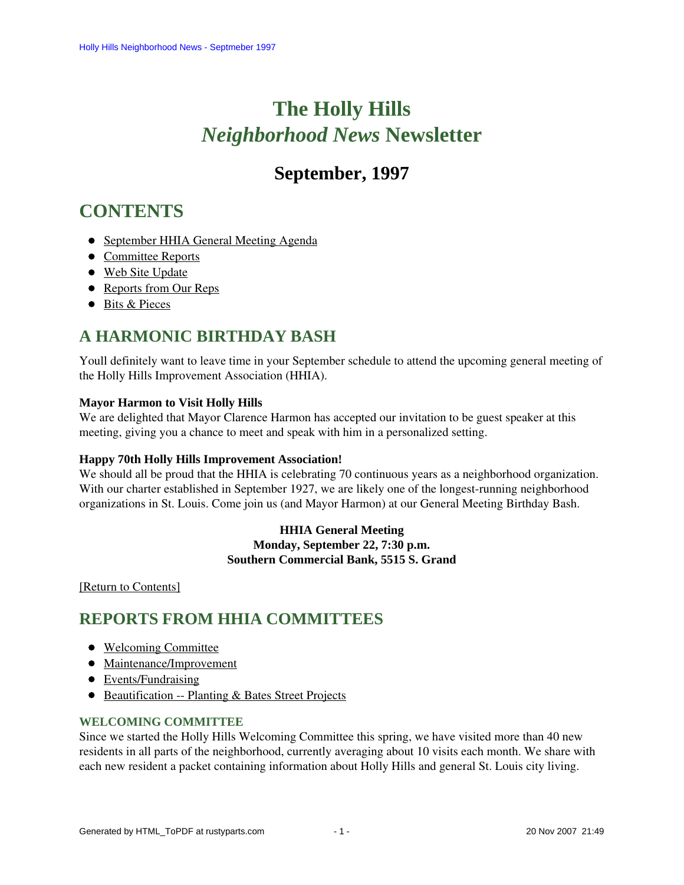# The Holly Hills *Neighborhood News* Newsletter

## September, 1997

# CONTENTS

- September HHIA General Meeting Agenda
- Committee Reports
- Web Site Update
- Reports from Our Reps
- Bits & Pieces

## A HARMONIC BIRTHDAY BASH

Youll definitely want to leave time in your September schedule to attend the upcoming general meeting of the Holly Hills Improvement Association (HHIA).

**Mayor Harmon to Visit Holly Hills**
We are delighted that Mayor Clarence Harmon has accepted our invitation to be guest speaker at this meeting, giving you a chance to meet and speak with him in a personalized setting.

**Happy 70th Holly Hills Improvement Association!**
We should all be proud that the HHIA is celebrating 70 continuous years as a neighborhood organization. With our charter established in September 1927, we are likely one of the longest-running neighborhood organizations in St. Louis. Come join us (and Mayor Harmon) at our General Meeting Birthday Bash.

**HHIA General Meeting**
**Monday, September 22, 7:30 p.m.**
**Southern Commercial Bank, 5515 S. Grand**

[Return to Contents]

## REPORTS FROM HHIA COMMITTEES

- Welcoming Committee
- Maintenance/Improvement
- Events/Fundraising
- Beautification -- Planting & Bates Street Projects

### WELCOMING COMMITTEE

Since we started the Holly Hills Welcoming Committee this spring, we have visited more than 40 new residents in all parts of the neighborhood, currently averaging about 10 visits each month. We share with each new resident a packet containing information about Holly Hills and general St. Louis city living.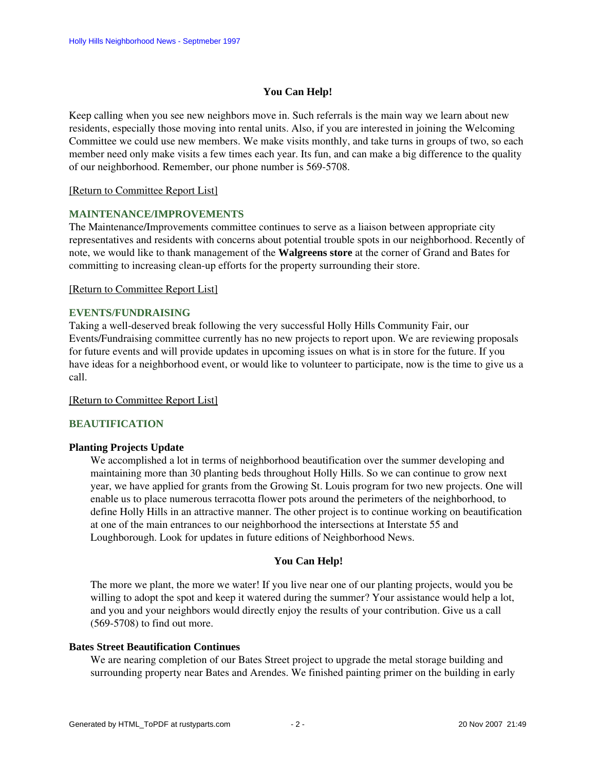**You Can Help!**

Keep calling when you see new neighbors move in. Such referrals is the main way we learn about new residents, especially those moving into rental units. Also, if you are interested in joining the Welcoming Committee we could use new members. We make visits monthly, and take turns in groups of two, so each member need only make visits a few times each year. Its fun, and can make a big difference to the quality of our neighborhood. Remember, our phone number is 569-5708.

[Return to Committee Report List]

### MAINTENANCE/IMPROVEMENTS

The Maintenance/Improvements committee continues to serve as a liaison between appropriate city representatives and residents with concerns about potential trouble spots in our neighborhood. Recently of note, we would like to thank management of the **Walgreens store** at the corner of Grand and Bates for committing to increasing clean-up efforts for the property surrounding their store.

[Return to Committee Report List]

### EVENTS/FUNDRAISING

Taking a well-deserved break following the very successful Holly Hills Community Fair, our Events/Fundraising committee currently has no new projects to report upon. We are reviewing proposals for future events and will provide updates in upcoming issues on what is in store for the future. If you have ideas for a neighborhood event, or would like to volunteer to participate, now is the time to give us a call.

[Return to Committee Report List]

### BEAUTIFICATION

**Planting Projects Update**

We accomplished a lot in terms of neighborhood beautification over the summer developing and maintaining more than 30 planting beds throughout Holly Hills. So we can continue to grow next year, we have applied for grants from the Growing St. Louis program for two new projects. One will enable us to place numerous terracotta flower pots around the perimeters of the neighborhood, to define Holly Hills in an attractive manner. The other project is to continue working on beautification at one of the main entrances to our neighborhood the intersections at Interstate 55 and Loughborough. Look for updates in future editions of Neighborhood News.

**You Can Help!**

The more we plant, the more we water! If you live near one of our planting projects, would you be willing to adopt the spot and keep it watered during the summer? Your assistance would help a lot, and you and your neighbors would directly enjoy the results of your contribution. Give us a call (569-5708) to find out more.

**Bates Street Beautification Continues**

We are nearing completion of our Bates Street project to upgrade the metal storage building and surrounding property near Bates and Arendes. We finished painting primer on the building in early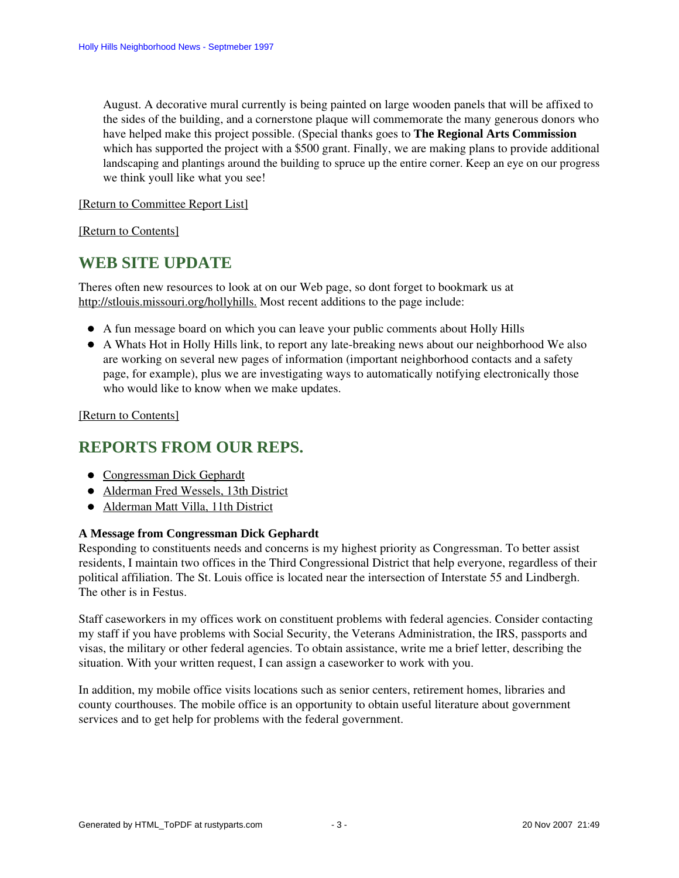August. A decorative mural currently is being painted on large wooden panels that will be affixed to the sides of the building, and a cornerstone plaque will commemorate the many generous donors who have helped make this project possible. (Special thanks goes to **The Regional Arts Commission** which has supported the project with a $500 grant. Finally, we are making plans to provide additional landscaping and plantings around the building to spruce up the entire corner. Keep an eye on our progress we think youll like what you see!

[Return to Committee Report List]

[Return to Contents]

## WEB SITE UPDATE

Theres often new resources to look at on our Web page, so dont forget to bookmark us at http://stlouis.missouri.org/hollyhills. Most recent additions to the page include:

- A fun message board on which you can leave your public comments about Holly Hills
- A Whats Hot in Holly Hills link, to report any late-breaking news about our neighborhood We also are working on several new pages of information (important neighborhood contacts and a safety page, for example), plus we are investigating ways to automatically notifying electronically those who would like to know when we make updates.

[Return to Contents]

## REPORTS FROM OUR REPS.

- Congressman Dick Gephardt
- Alderman Fred Wessels, 13th District
- Alderman Matt Villa, 11th District

**A Message from Congressman Dick Gephardt**
Responding to constituents needs and concerns is my highest priority as Congressman. To better assist residents, I maintain two offices in the Third Congressional District that help everyone, regardless of their political affiliation. The St. Louis office is located near the intersection of Interstate 55 and Lindbergh. The other is in Festus.

Staff caseworkers in my offices work on constituent problems with federal agencies. Consider contacting my staff if you have problems with Social Security, the Veterans Administration, the IRS, passports and visas, the military or other federal agencies. To obtain assistance, write me a brief letter, describing the situation. With your written request, I can assign a caseworker to work with you.

In addition, my mobile office visits locations such as senior centers, retirement homes, libraries and county courthouses. The mobile office is an opportunity to obtain useful literature about government services and to get help for problems with the federal government.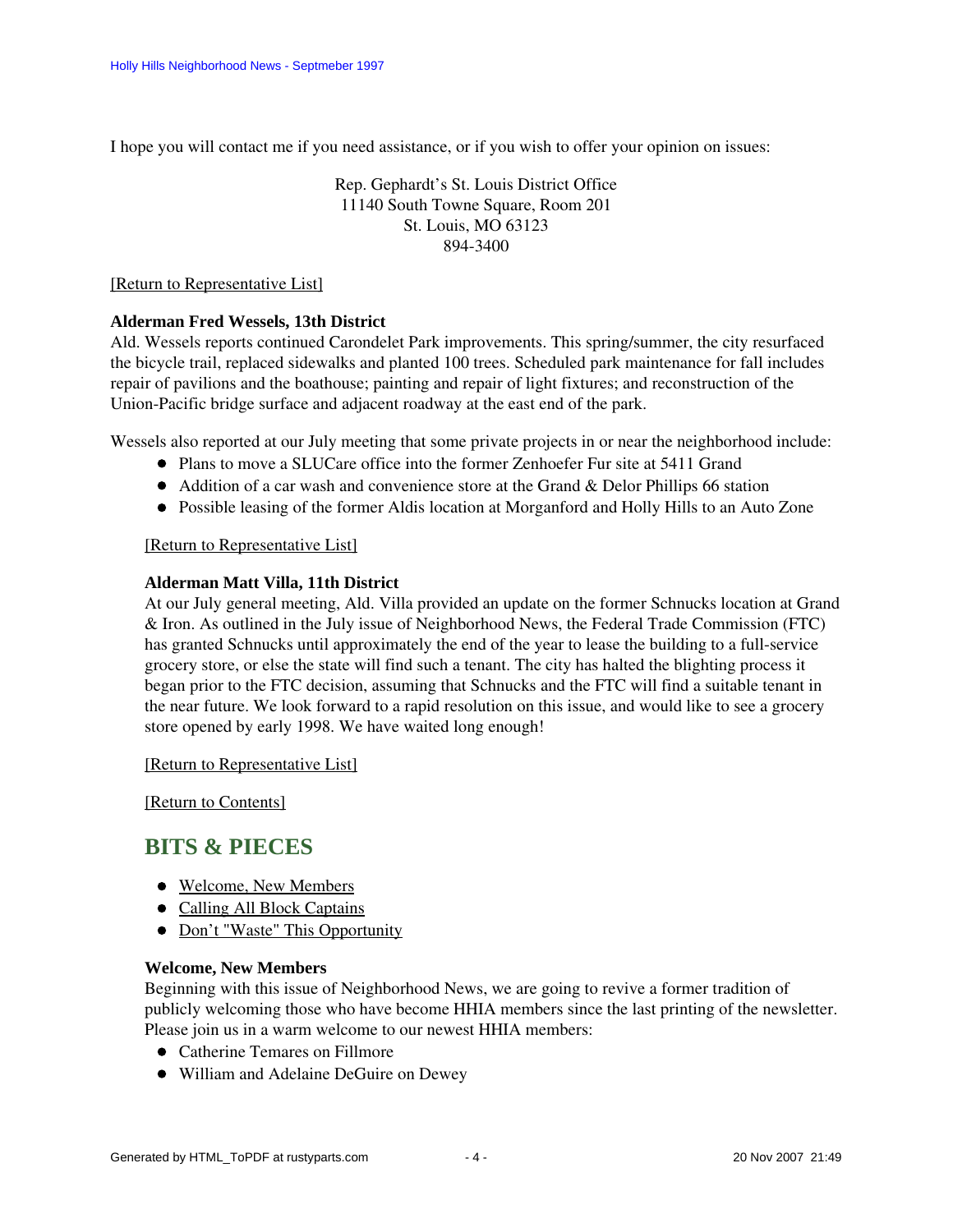I hope you will contact me if you need assistance, or if you wish to offer your opinion on issues:

Rep. Gephardt's St. Louis District Office
11140 South Towne Square, Room 201
St. Louis, MO 63123
894-3400

[Return to Representative List]

**Alderman Fred Wessels, 13th District**
Ald. Wessels reports continued Carondelet Park improvements. This spring/summer, the city resurfaced the bicycle trail, replaced sidewalks and planted 100 trees. Scheduled park maintenance for fall includes repair of pavilions and the boathouse; painting and repair of light fixtures; and reconstruction of the Union-Pacific bridge surface and adjacent roadway at the east end of the park.

Wessels also reported at our July meeting that some private projects in or near the neighborhood include:

- Plans to move a SLUCare office into the former Zenhoefer Fur site at 5411 Grand
- Addition of a car wash and convenience store at the Grand & Delor Phillips 66 station
- Possible leasing of the former Aldis location at Morganford and Holly Hills to an Auto Zone

[Return to Representative List]

**Alderman Matt Villa, 11th District**
At our July general meeting, Ald. Villa provided an update on the former Schnucks location at Grand & Iron. As outlined in the July issue of Neighborhood News, the Federal Trade Commission (FTC) has granted Schnucks until approximately the end of the year to lease the building to a full-service grocery store, or else the state will find such a tenant. The city has halted the blighting process it began prior to the FTC decision, assuming that Schnucks and the FTC will find a suitable tenant in the near future. We look forward to a rapid resolution on this issue, and would like to see a grocery store opened by early 1998. We have waited long enough!

[Return to Representative List]

[Return to Contents]

## BITS & PIECES

- Welcome, New Members
- Calling All Block Captains
- Don't "Waste" This Opportunity

**Welcome, New Members**
Beginning with this issue of Neighborhood News, we are going to revive a former tradition of publicly welcoming those who have become HHIA members since the last printing of the newsletter. Please join us in a warm welcome to our newest HHIA members:

- Catherine Temares on Fillmore
- William and Adelaine DeGuire on Dewey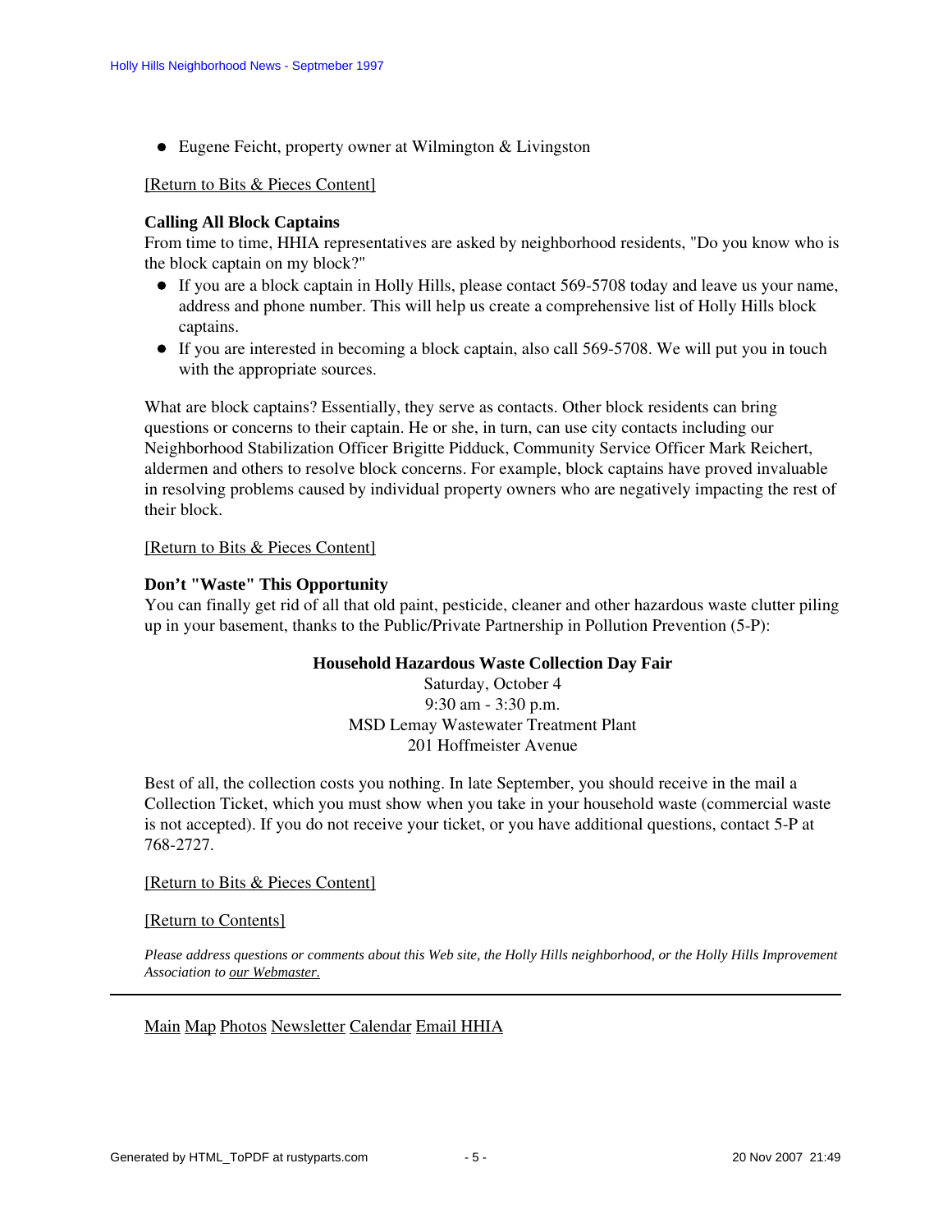- Eugene Feicht, property owner at Wilmington & Livingston

[Return to Bits & Pieces Content]

**Calling All Block Captains**
From time to time, HHIA representatives are asked by neighborhood residents, "Do you know who is the block captain on my block?"

- If you are a block captain in Holly Hills, please contact 569-5708 today and leave us your name, address and phone number. This will help us create a comprehensive list of Holly Hills block captains.
- If you are interested in becoming a block captain, also call 569-5708. We will put you in touch with the appropriate sources.

What are block captains? Essentially, they serve as contacts. Other block residents can bring questions or concerns to their captain. He or she, in turn, can use city contacts including our Neighborhood Stabilization Officer Brigitte Pidduck, Community Service Officer Mark Reichert, aldermen and others to resolve block concerns. For example, block captains have proved invaluable in resolving problems caused by individual property owners who are negatively impacting the rest of their block.

[Return to Bits & Pieces Content]

**Don't "Waste" This Opportunity**
You can finally get rid of all that old paint, pesticide, cleaner and other hazardous waste clutter piling up in your basement, thanks to the Public/Private Partnership in Pollution Prevention (5-P):

**Household Hazardous Waste Collection Day Fair**
Saturday, October 4
9:30 am - 3:30 p.m.
MSD Lemay Wastewater Treatment Plant
201 Hoffmeister Avenue

Best of all, the collection costs you nothing. In late September, you should receive in the mail a Collection Ticket, which you must show when you take in your household waste (commercial waste is not accepted). If you do not receive your ticket, or you have additional questions, contact 5-P at 768-2727.

[Return to Bits & Pieces Content]

[Return to Contents]

*Please address questions or comments about this Web site, the Holly Hills neighborhood, or the Holly Hills Improvement Association to our Webmaster.*

---

Main Map Photos Newsletter Calendar Email HHIA